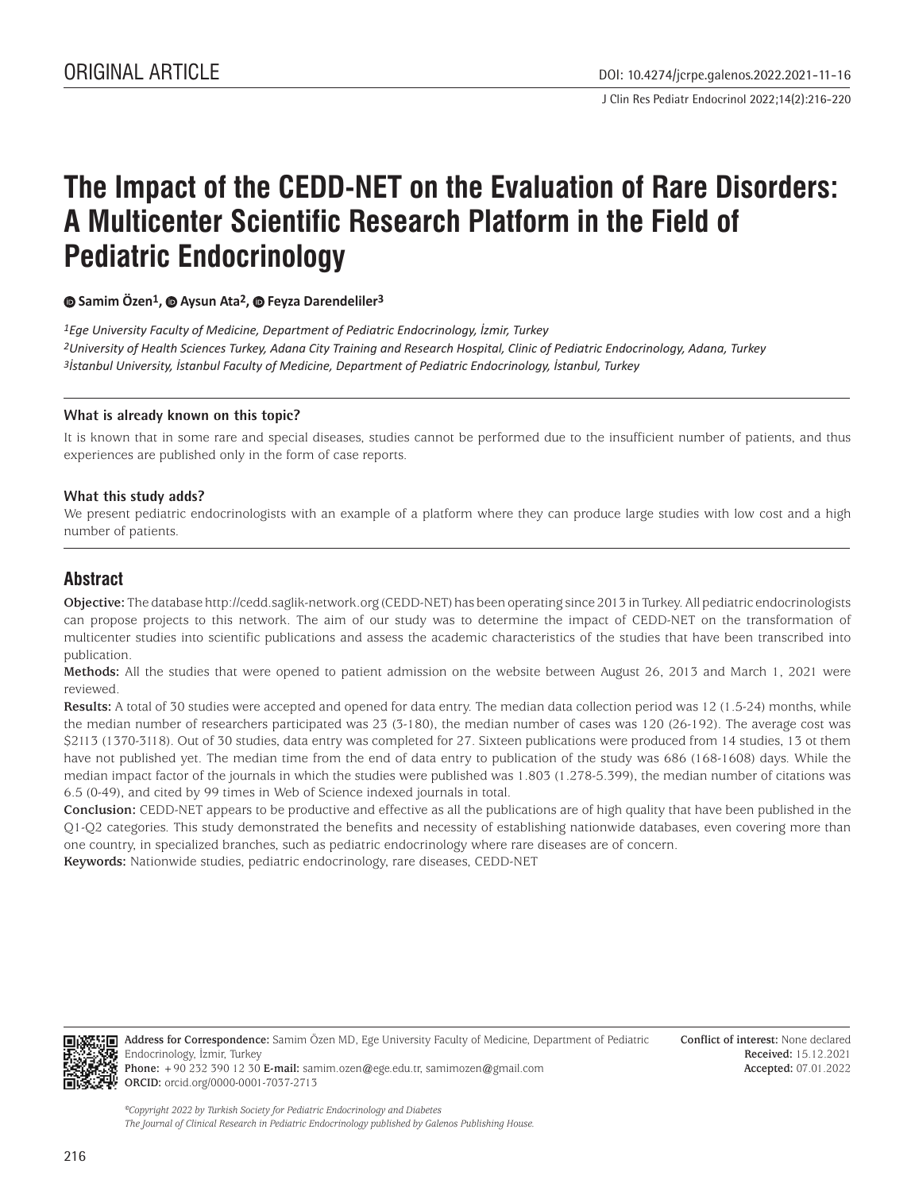ORIGINAL ARTICLE

DOI: 10.4274/jcrpe.galenos.2022.2021-11-16

# The Impact of the CEDD-NET on the Evaluation of Rare Disorders: A Multicenter Scientific Research Platform in the Field of Pediatric Endocrinology

**Samim Özen[1], Aysun Ata[2], Feyza Darendeliler[3]**

*[1]Ege University Faculty of Medicine, Department of Pediatric Endocrinology, İzmir, Turkey*
*[2]University of Health Sciences Turkey, Adana City Training and Research Hospital, Clinic of Pediatric Endocrinology, Adana, Turkey*
*[3]İstanbul University, İstanbul Faculty of Medicine, Department of Pediatric Endocrinology, İstanbul, Turkey*

### What is already known on this topic?

It is known that in some rare and special diseases, studies cannot be performed due to the insufficient number of patients, and thus experiences are published only in the form of case reports.

### What this study adds?

We present pediatric endocrinologists with an example of a platform where they can produce large studies with low cost and a high number of patients.

## Abstract

**Objective:** The database http://cedd.saglik-network.org (CEDD-NET) has been operating since 2013 in Turkey. All pediatric endocrinologists can propose projects to this network. The aim of our study was to determine the impact of CEDD-NET on the transformation of multicenter studies into scientific publications and assess the academic characteristics of the studies that have been transcribed into publication.

**Methods:** All the studies that were opened to patient admission on the website between August 26, 2013 and March 1, 2021 were reviewed.

**Results:** A total of 30 studies were accepted and opened for data entry. The median data collection period was 12 (1.5-24) months, while the median number of researchers participated was 23 (3-180), the median number of cases was 120 (26-192). The average cost was $2113 (1370-3118). Out of 30 studies, data entry was completed for 27. Sixteen publications were produced from 14 studies, 13 ot them have not published yet. The median time from the end of data entry to publication of the study was 686 (168-1608) days. While the median impact factor of the journals in which the studies were published was 1.803 (1.278-5.399), the median number of citations was 6.5 (0-49), and cited by 99 times in Web of Science indexed journals in total.

**Conclusion:** CEDD-NET appears to be productive and effective as all the publications are of high quality that have been published in the Q1-Q2 categories. This study demonstrated the benefits and necessity of establishing nationwide databases, even covering more than one country, in specialized branches, such as pediatric endocrinology where rare diseases are of concern.

**Keywords:** Nationwide studies, pediatric endocrinology, rare diseases, CEDD-NET

**Address for Correspondence:** Samim Özen MD, Ege University Faculty of Medicine, Department of Pediatric Endocrinology, İzmir, Turkey
**Phone:** +90 232 390 12 30 **E-mail:** samim.ozen@ege.edu.tr, samimozen@gmail.com
**ORCID:** orcid.org/0000-0001-7037-2713

**Conflict of interest:** None declared
**Received:** 15.12.2021
**Accepted:** 07.01.2022

*©Copyright 2022 by Turkish Society for Pediatric Endocrinology and Diabetes*
*The Journal of Clinical Research in Pediatric Endocrinology published by Galenos Publishing House.*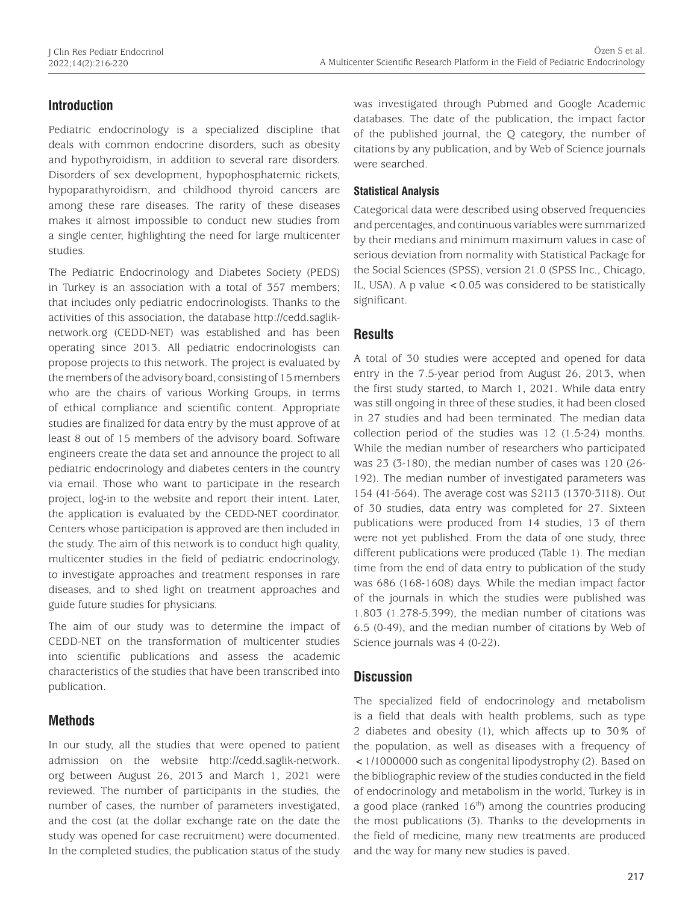## Introduction

Pediatric endocrinology is a specialized discipline that deals with common endocrine disorders, such as obesity and hypothyroidism, in addition to several rare disorders. Disorders of sex development, hypophosphatemic rickets, hypoparathyroidism, and childhood thyroid cancers are among these rare diseases. The rarity of these diseases makes it almost impossible to conduct new studies from a single center, highlighting the need for large multicenter studies.

The Pediatric Endocrinology and Diabetes Society (PEDS) in Turkey is an association with a total of 357 members; that includes only pediatric endocrinologists. Thanks to the activities of this association, the database http://cedd.saglik-network.org (CEDD-NET) was established and has been operating since 2013. All pediatric endocrinologists can propose projects to this network. The project is evaluated by the members of the advisory board, consisting of 15 members who are the chairs of various Working Groups, in terms of ethical compliance and scientific content. Appropriate studies are finalized for data entry by the must approve of at least 8 out of 15 members of the advisory board. Software engineers create the data set and announce the project to all pediatric endocrinology and diabetes centers in the country via email. Those who want to participate in the research project, log-in to the website and report their intent. Later, the application is evaluated by the CEDD-NET coordinator. Centers whose participation is approved are then included in the study. The aim of this network is to conduct high quality, multicenter studies in the field of pediatric endocrinology, to investigate approaches and treatment responses in rare diseases, and to shed light on treatment approaches and guide future studies for physicians.

The aim of our study was to determine the impact of CEDD-NET on the transformation of multicenter studies into scientific publications and assess the academic characteristics of the studies that have been transcribed into publication.

## Methods

In our study, all the studies that were opened to patient admission on the website http://cedd.saglik-network.org between August 26, 2013 and March 1, 2021 were reviewed. The number of participants in the studies, the number of cases, the number of parameters investigated, and the cost (at the dollar exchange rate on the date the study was opened for case recruitment) were documented. In the completed studies, the publication status of the study was investigated through Pubmed and Google Academic databases. The date of the publication, the impact factor of the published journal, the Q category, the number of citations by any publication, and by Web of Science journals were searched.

### Statistical Analysis

Categorical data were described using observed frequencies and percentages, and continuous variables were summarized by their medians and minimum maximum values in case of serious deviation from normality with Statistical Package for the Social Sciences (SPSS), version 21.0 (SPSS Inc., Chicago, IL, USA). A p value $<0.05$ was considered to be statistically significant.

## Results

A total of 30 studies were accepted and opened for data entry in the 7.5-year period from August 26, 2013, when the first study started, to March 1, 2021. While data entry was still ongoing in three of these studies, it had been closed in 27 studies and had been terminated. The median data collection period of the studies was 12 (1.5-24) months. While the median number of researchers who participated was 23 (3-180), the median number of cases was 120 (26-192). The median number of investigated parameters was 154 (41-564). The average cost was $2113 (1370-3118). Out of 30 studies, data entry was completed for 27. Sixteen publications were produced from 14 studies, 13 of them were not yet published. From the data of one study, three different publications were produced (Table 1). The median time from the end of data entry to publication of the study was 686 (168-1608) days. While the median impact factor of the journals in which the studies were published was 1.803 (1.278-5.399), the median number of citations was 6.5 (0-49), and the median number of citations by Web of Science journals was 4 (0-22).

## Discussion

The specialized field of endocrinology and metabolism is a field that deals with health problems, such as type 2 diabetes and obesity (1), which affects up to 30% of the population, as well as diseases with a frequency of <1/1000000 such as congenital lipodystrophy (2). Based on the bibliographic review of the studies conducted in the field of endocrinology and metabolism in the world, Turkey is in a good place (ranked 16th) among the countries producing the most publications (3). Thanks to the developments in the field of medicine, many new treatments are produced and the way for many new studies is paved.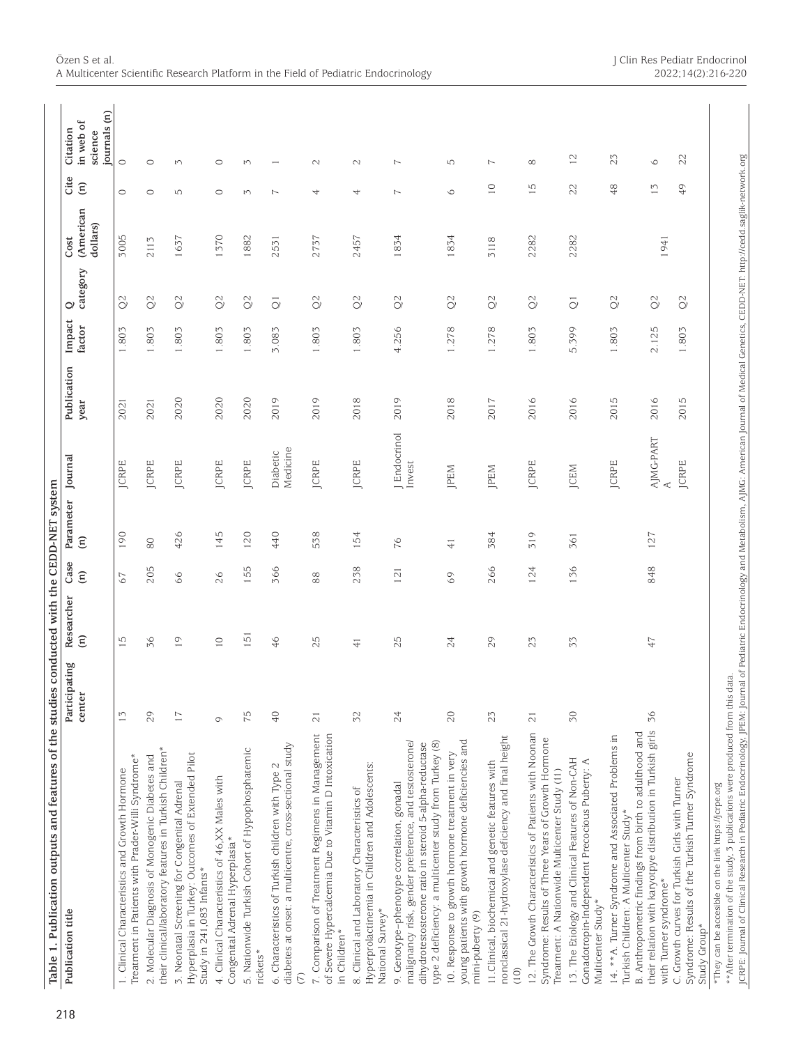**Table 1. Publication outputs and features of the studies conducted with the CEDD-NET system**

| Publication title | Participating center | Researcher (n) | Case (n) | Parameter (n) | Journal | Publication year | Impact factor | Q category | Cost (American dollars) | Cite (n) | Citation in web of science journals (n) |
|---|---|---|---|---|---|---|---|---|---|---|---|
| 1. Clinical Characteristics and Growth Hormone Treatment in Patients with Prader-Willi Syndrome* | 13 | 15 | 67 | 190 | JCRPE | 2021 | 1.803 | Q2 | 3005 | 0 | 0 |
| 2. Molecular Diagnosis of Monogenic Diabetes and their clinical/laboratory features in Turkish Children* | 29 | 36 | 205 | 80 | JCRPE | 2021 | 1.803 | Q2 | 2113 | 0 | 0 |
| 3. Neonatal Screening for Congenital Adrenal Hyperplasia in Turkey: Outcomes of Extended Pilot Study in 241,083 Infants* | 17 | 19 | 66 | 426 | JCRPE | 2020 | 1.803 | Q2 | 1637 | 5 | 3 |
| 4. Clinical Characteristics of 46,XX Males with Congenital Adrenal Hyperplasia* | 9 | 10 | 26 | 145 | JCRPE | 2020 | 1.803 | Q2 | 1370 | 0 | 0 |
| 5. Nationwide Turkish Cohort of Hypophosphatemic rickets* | 75 | 151 | 155 | 120 | JCRPE | 2020 | 1.803 | Q2 | 1882 | 3 | 3 |
| 6. Characteristics of Turkish children with Type 2 diabetes at onset: a multicentre, cross-sectional study (7) | 40 | 46 | 366 | 440 | Diabetic Medicine | 2019 | 3.083 | Q1 | 2551 | 7 | 1 |
| 7. Comparison of Treatment Regimens in Management of Severe Hypercalcemia Due to Vitamin D Intoxication in Children* | 21 | 25 | 88 | 538 | JCRPE | 2019 | 1.803 | Q2 | 2737 | 4 | 2 |
| 8. Clinical and Laboratory Characteristics of Hyperprolactinemia in Children and Adolescents: National Survey* | 32 | 41 | 238 | 154 | JCRPE | 2018 | 1.803 | Q2 | 2457 | 4 | 2 |
| 9. Genotype–phenotype correlation, gonadal malignancy risk, gender preference, and testosterone/dihydrotestosterone ratio in steroid 5-alpha-reductase type 2 deficiency: a multicenter study from Turkey (8) | 24 | 25 | 121 | 76 | J Endocrinol Invest | 2019 | 4.256 | Q2 | 1834 | 7 | 7 |
| 10. Response to growth hormone treatment in very young patients with growth hormone deficiencies and mini-puberty (9) | 20 | 24 | 69 | 41 | JPEM | 2018 | 1.278 | Q2 | 1834 | 6 | 5 |
| 11. Clinical, biochemical and genetic features with nonclassical 21-hydroxylase deficiency and final height (10) | 23 | 29 | 266 | 384 | JPEM | 2017 | 1.278 | Q2 | 3118 | 10 | 7 |
| 12. The Growth Characteristics of Patients with Noonan Syndrome: Results of Three Years of Growth Hormone Treatment: A Nationwide Multicenter Study (11) | 21 | 23 | 124 | 319 | JCRPE | 2016 | 1.803 | Q2 | 2282 | 15 | 8 |
| 13. The Etiology and Clinical Features of Non-CAH Gonadotropin-Independent Precocious Puberty: A Multicenter Study* | 30 | 33 | 136 | 361 | JCEM | 2016 | 5.399 | Q1 | 2282 | 22 | 12 |
| 14. **A. Turner Syndrome and Associated Problems in Turkish Children: A Multicenter Study* | 36 | 47 | 848 | 127 | JCRPE | 2015 | 1.803 | Q2 | 1941 | 48 | 23 |
| B. Anthropometric findings from birth to adulthood and their relation with karyotpye distribution in Turkish girls with Turner syndrome* | | | | | AJMG-PART A | 2016 | 2.125 | Q2 | | 13 | 6 |
| C. Growth curves for Turkish Girls with Turner Syndrome: Results of the Turkish Turner Syndrome Study Group* | | | | | JCRPE | 2015 | 1.803 | Q2 | | 49 | 22 |

*They can be accesible on the link https://jcrpe.org
**After termination of the study, 3 publications were produced from this data.
JCRPE: Journal of Clinical Research in Pediatric Endocrinology, JPEM: Journal of Pediatric Endocrinology and Metabolism, AJMG: American Journal of Medical Genetics, CEDD-NET: http://cedd.saglik-network.org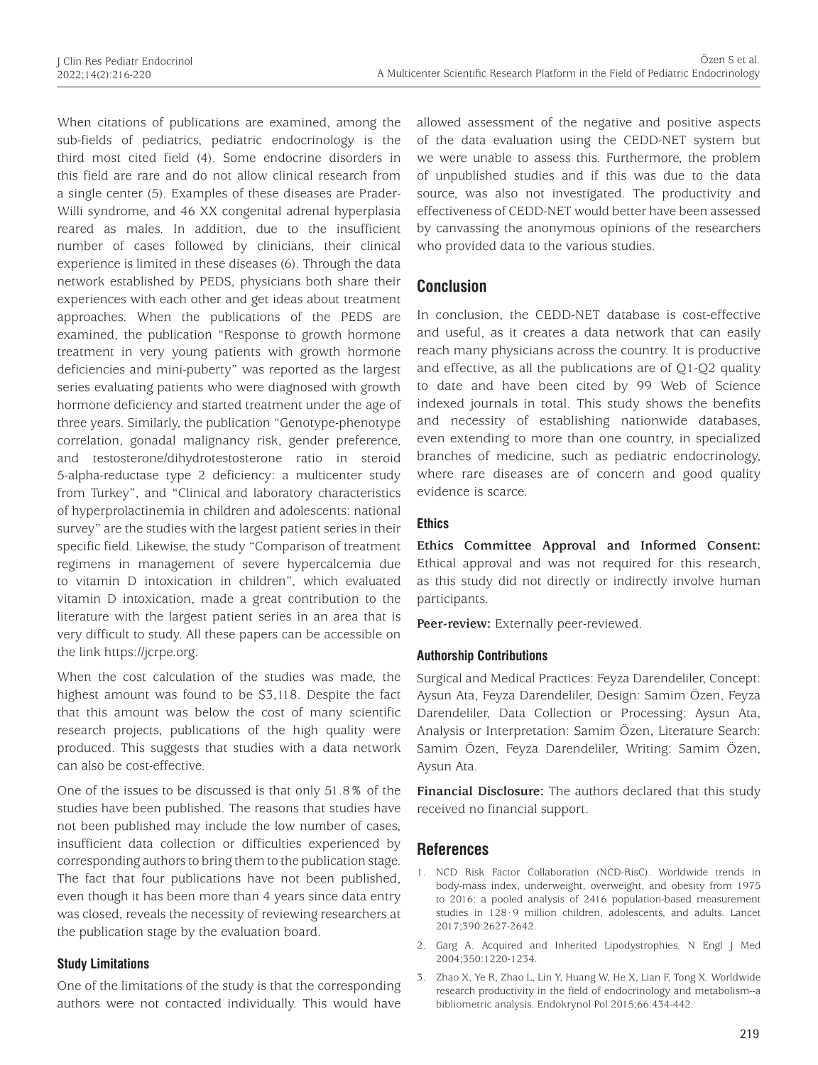When citations of publications are examined, among the sub-fields of pediatrics, pediatric endocrinology is the third most cited field (4). Some endocrine disorders in this field are rare and do not allow clinical research from a single center (5). Examples of these diseases are Prader-Willi syndrome, and 46 XX congenital adrenal hyperplasia reared as males. In addition, due to the insufficient number of cases followed by clinicians, their clinical experience is limited in these diseases (6). Through the data network established by PEDS, physicians both share their experiences with each other and get ideas about treatment approaches. When the publications of the PEDS are examined, the publication "Response to growth hormone treatment in very young patients with growth hormone deficiencies and mini-puberty" was reported as the largest series evaluating patients who were diagnosed with growth hormone deficiency and started treatment under the age of three years. Similarly, the publication "Genotype-phenotype correlation, gonadal malignancy risk, gender preference, and testosterone/dihydrotestosterone ratio in steroid 5-alpha-reductase type 2 deficiency: a multicenter study from Turkey", and "Clinical and laboratory characteristics of hyperprolactinemia in children and adolescents: national survey" are the studies with the largest patient series in their specific field. Likewise, the study "Comparison of treatment regimens in management of severe hypercalcemia due to vitamin D intoxication in children", which evaluated vitamin D intoxication, made a great contribution to the literature with the largest patient series in an area that is very difficult to study. All these papers can be accessible on the link https://jcrpe.org.

When the cost calculation of the studies was made, the highest amount was found to be $3,118. Despite the fact that this amount was below the cost of many scientific research projects, publications of the high quality were produced. This suggests that studies with a data network can also be cost-effective.

One of the issues to be discussed is that only 51.8% of the studies have been published. The reasons that studies have not been published may include the low number of cases, insufficient data collection or difficulties experienced by corresponding authors to bring them to the publication stage. The fact that four publications have not been published, even though it has been more than 4 years since data entry was closed, reveals the necessity of reviewing researchers at the publication stage by the evaluation board.

### Study Limitations

One of the limitations of the study is that the corresponding authors were not contacted individually. This would have allowed assessment of the negative and positive aspects of the data evaluation using the CEDD-NET system but we were unable to assess this. Furthermore, the problem of unpublished studies and if this was due to the data source, was also not investigated. The productivity and effectiveness of CEDD-NET would better have been assessed by canvassing the anonymous opinions of the researchers who provided data to the various studies.

## Conclusion

In conclusion, the CEDD-NET database is cost-effective and useful, as it creates a data network that can easily reach many physicians across the country. It is productive and effective, as all the publications are of Q1-Q2 quality to date and have been cited by 99 Web of Science indexed journals in total. This study shows the benefits and necessity of establishing nationwide databases, even extending to more than one country, in specialized branches of medicine, such as pediatric endocrinology, where rare diseases are of concern and good quality evidence is scarce.

### Ethics

**Ethics Committee Approval and Informed Consent:** Ethical approval and was not required for this research, as this study did not directly or indirectly involve human participants.

**Peer-review:** Externally peer-reviewed.

### Authorship Contributions

Surgical and Medical Practices: Feyza Darendeliler, Concept: Aysun Ata, Feyza Darendeliler, Design: Samim Özen, Feyza Darendeliler, Data Collection or Processing: Aysun Ata, Analysis or Interpretation: Samim Özen, Literature Search: Samim Özen, Feyza Darendeliler, Writing: Samim Özen, Aysun Ata.

**Financial Disclosure:** The authors declared that this study received no financial support.

## References

1. NCD Risk Factor Collaboration (NCD-RisC). Worldwide trends in body-mass index, underweight, overweight, and obesity from 1975 to 2016: a pooled analysis of 2416 population-based measurement studies in 128·9 million children, adolescents, and adults. Lancet 2017;390:2627-2642.
2. Garg A. Acquired and Inherited Lipodystrophies. N Engl J Med 2004;350:1220-1234.
3. Zhao X, Ye R, Zhao L, Lin Y, Huang W, He X, Lian F, Tong X. Worldwide research productivity in the field of endocrinology and metabolism--a bibliometric analysis. Endokrynol Pol 2015;66:434-442.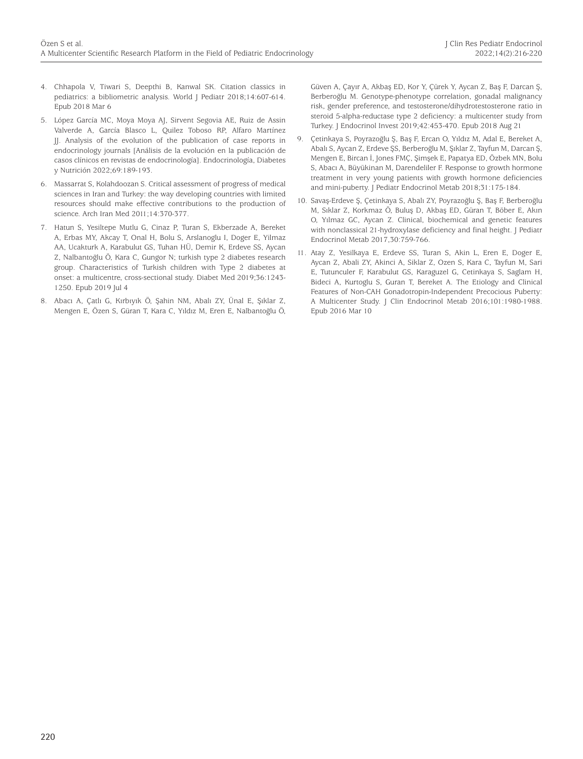4. Chhapola V, Tiwari S, Deepthi B, Kanwal SK. Citation classics in pediatrics: a bibliometric analysis. World J Pediatr 2018;14:607-614. Epub 2018 Mar 6

5. López García MC, Moya Moya AJ, Sirvent Segovia AE, Ruiz de Assin Valverde A, García Blasco L, Quilez Toboso RP, Alfaro Martínez JJ. Analysis of the evolution of the publication of case reports in endocrinology journals [Análisis de la evolución en la publicación de casos clínicos en revistas de endocrinología]. Endocrinología, Diabetes y Nutrición 2022;69:189-193.

6. Massarrat S, Kolahdoozan S. Critical assessment of progress of medical sciences in Iran and Turkey: the way developing countries with limited resources should make effective contributions to the production of science. Arch Iran Med 2011;14:370-377.

7. Hatun S, Yesiltepe Mutlu G, Cinaz P, Turan S, Ekberzade A, Bereket A, Erbas MY, Akcay T, Onal H, Bolu S, Arslanoglu I, Doger E, Yilmaz AA, Ucakturk A, Karabulut GS, Tuhan HÜ, Demir K, Erdeve SS, Aycan Z, Nalbantoğlu Ö, Kara C, Gungor N; turkish type 2 diabetes research group. Characteristics of Turkish children with Type 2 diabetes at onset: a multicentre, cross-sectional study. Diabet Med 2019;36:1243-1250. Epub 2019 Jul 4

8. Abacı A, Çatlı G, Kırbıyık Ö, Şahin NM, Abalı ZY, Ünal E, Şıklar Z, Mengen E, Özen S, Güran T, Kara C, Yıldız M, Eren E, Nalbantoğlu Ö, Güven A, Çayır A, Akbaş ED, Kor Y, Çürek Y, Aycan Z, Baş F, Darcan Ş, Berberoğlu M. Genotype-phenotype correlation, gonadal malignancy risk, gender preference, and testosterone/dihydrotestosterone ratio in steroid 5-alpha-reductase type 2 deficiency: a multicenter study from Turkey. J Endocrinol Invest 2019;42:453-470. Epub 2018 Aug 21

9. Çetinkaya S, Poyrazoğlu Ş, Baş F, Ercan O, Yıldız M, Adal E, Bereket A, Abalı S, Aycan Z, Erdeve ŞS, Berberoğlu M, Şıklar Z, Tayfun M, Darcan Ş, Mengen E, Bircan İ, Jones FMÇ, Şimşek E, Papatya ED, Özbek MN, Bolu S, Abacı A, Büyükinan M, Darendeliler F. Response to growth hormone treatment in very young patients with growth hormone deficiencies and mini-puberty. J Pediatr Endocrinol Metab 2018;31:175-184.

10. Savaş-Erdeve Ş, Çetinkaya S, Abalı ZY, Poyrazoğlu Ş, Baş F, Berberoğlu M, Sıklar Z, Korkmaz Ö, Buluş D, Akbaş ED, Güran T, Böber E, Akın O, Yılmaz GC, Aycan Z. Clinical, biochemical and genetic features with nonclassical 21-hydroxylase deficiency and final height. J Pediatr Endocrinol Metab 2017,30:759-766.

11. Atay Z, Yesilkaya E, Erdeve SS, Turan S, Akin L, Eren E, Doger E, Aycan Z, Abali ZY, Akinci A, Siklar Z, Ozen S, Kara C, Tayfun M, Sari E, Tutunculer F, Karabulut GS, Karaguzel G, Cetinkaya S, Saglam H, Bideci A, Kurtoglu S, Guran T, Bereket A. The Etiology and Clinical Features of Non-CAH Gonadotropin-Independent Precocious Puberty: A Multicenter Study. J Clin Endocrinol Metab 2016;101:1980-1988. Epub 2016 Mar 10